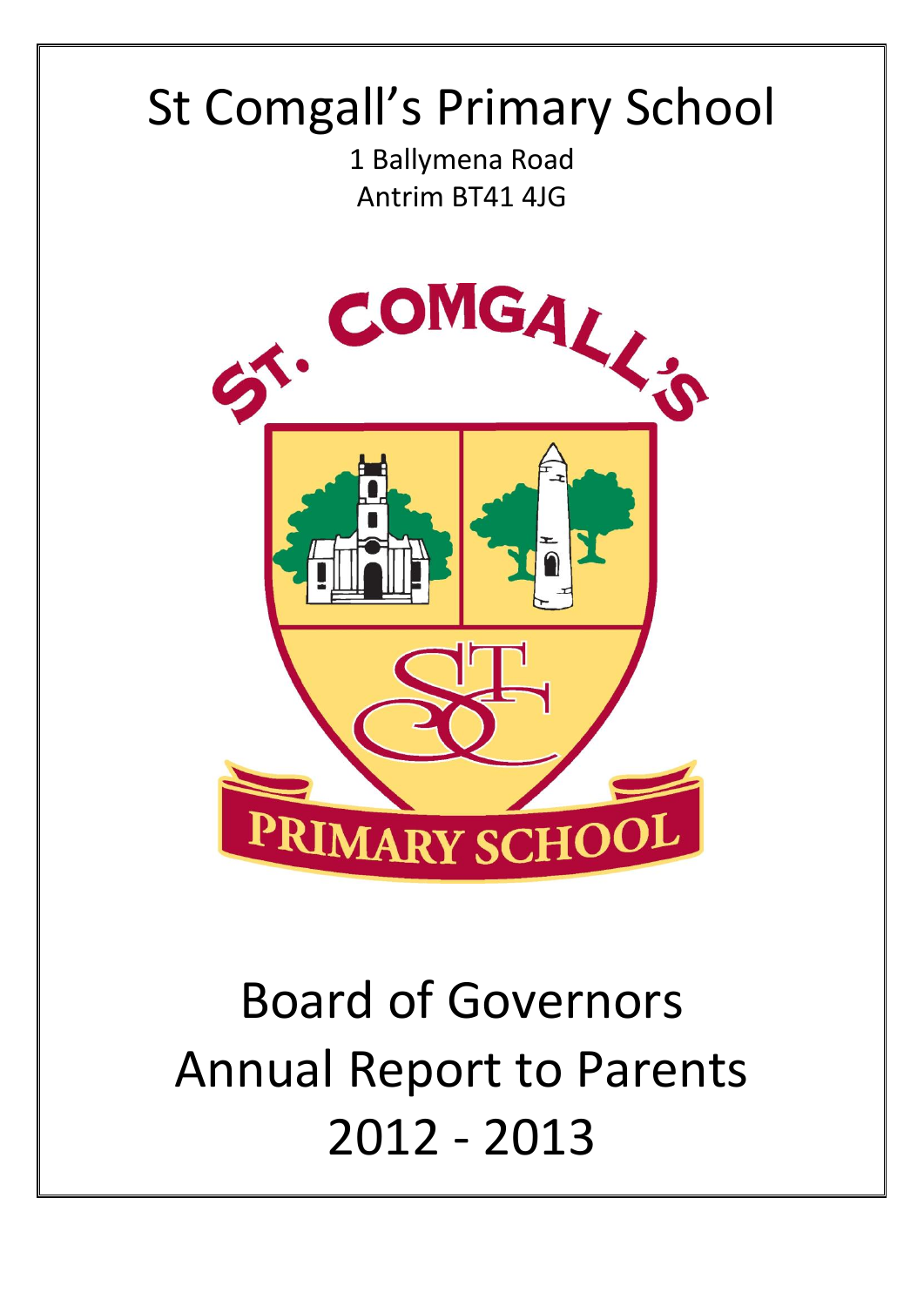# St Comgall's Primary School

1 Ballymena Road
Antrim BT41 4JG

# Board of Governors Annual Report to Parents 2012 - 2013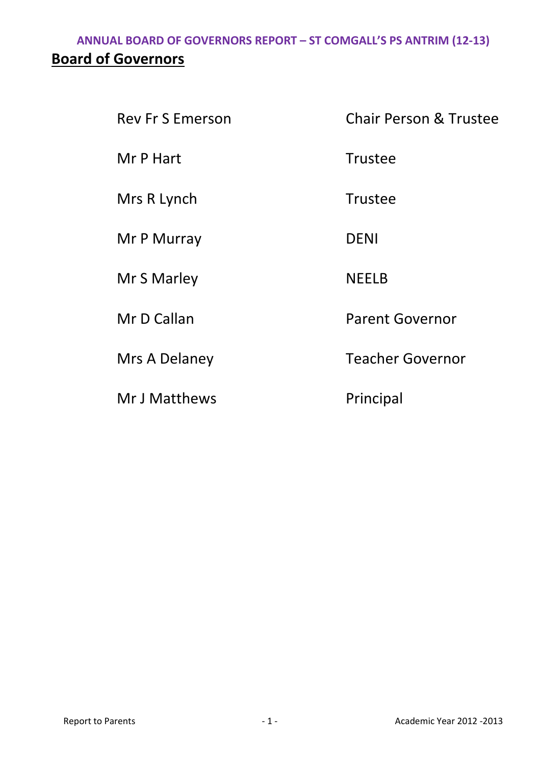## Board of Governors

| | |
|---|---|
| Rev Fr S Emerson | Chair Person & Trustee |
| Mr P Hart | Trustee |
| Mrs R Lynch | Trustee |
| Mr P Murray | DENI |
| Mr S Marley | NEELB |
| Mr D Callan | Parent Governor |
| Mrs A Delaney | Teacher Governor |
| Mr J Matthews | Principal |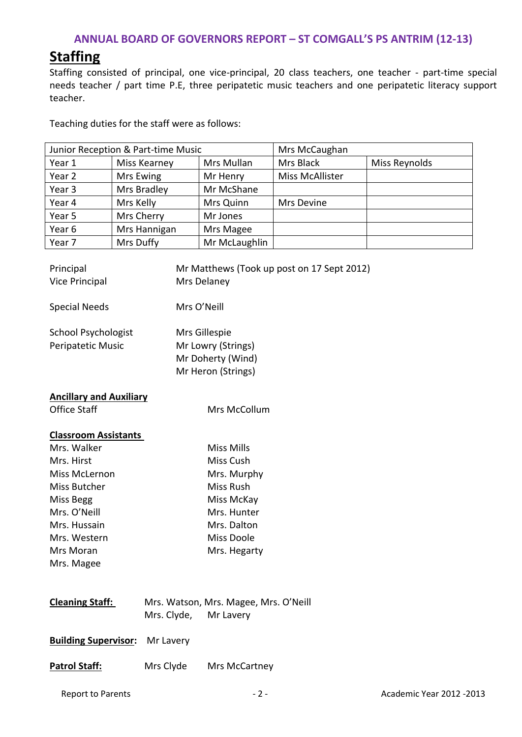## ANNUAL BOARD OF GOVERNORS REPORT – ST COMGALL'S PS ANTRIM (12-13)

# Staffing

Staffing consisted of principal, one vice-principal, 20 class teachers, one teacher - part-time special needs teacher / part time P.E, three peripatetic music teachers and one peripatetic literacy support teacher.

Teaching duties for the staff were as follows:

| Junior Reception & Part-time Music | | | Mrs McCaughan | |
|---|---|---|---|---|
| Year 1 | Miss Kearney | Mrs Mullan | Mrs Black | Miss Reynolds |
| Year 2 | Mrs Ewing | Mr Henry | Miss McAllister | |
| Year 3 | Mrs Bradley | Mr McShane | | |
| Year 4 | Mrs Kelly | Mrs Quinn | Mrs Devine | |
| Year 5 | Mrs Cherry | Mr Jones | | |
| Year 6 | Mrs Hannigan | Mrs Magee | | |
| Year 7 | Mrs Duffy | Mr McLaughlin | | |

Principal — Mr Matthews (Took up post on 17 Sept 2012)
Vice Principal — Mrs Delaney

Special Needs — Mrs O'Neill

School Psychologist — Mrs Gillespie
Peripatetic Music — Mr Lowry (Strings)
Mr Doherty (Wind)
Mr Heron (Strings)

**Ancillary and Auxiliary**
Office Staff — Mrs McCollum

**Classroom Assistants**

| | |
|---|---|
| Mrs. Walker | Miss Mills |
| Mrs. Hirst | Miss Cush |
| Miss McLernon | Mrs. Murphy |
| Miss Butcher | Miss Rush |
| Miss Begg | Miss McKay |
| Mrs. O'Neill | Mrs. Hunter |
| Mrs. Hussain | Mrs. Dalton |
| Mrs. Western | Miss Doole |
| Mrs Moran | Mrs. Hegarty |
| Mrs. Magee | |

**Cleaning Staff:** Mrs. Watson, Mrs. Magee, Mrs. O'Neill
Mrs. Clyde, Mr Lavery

**Building Supervisor:** Mr Lavery

**Patrol Staff:** Mrs Clyde Mrs McCartney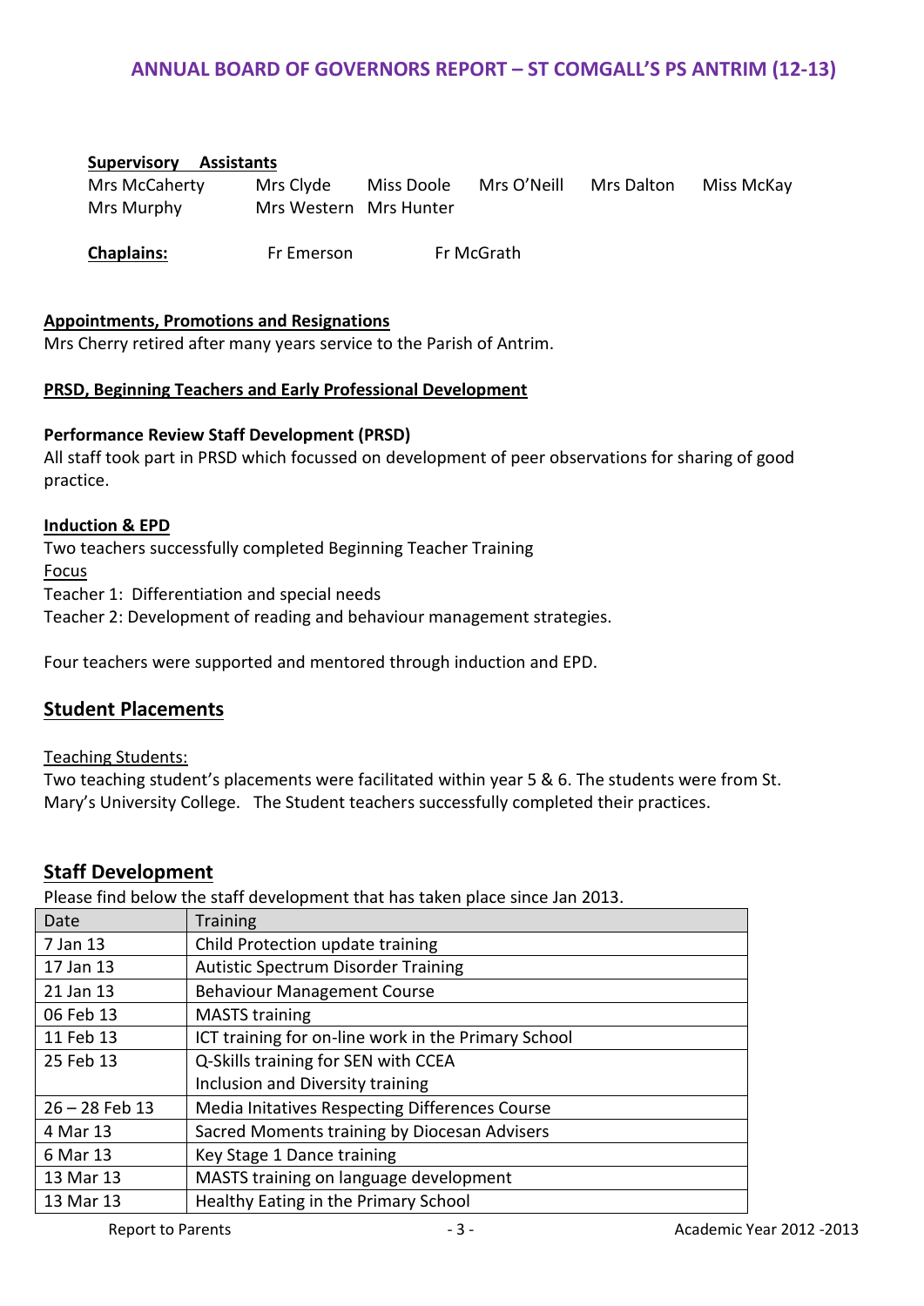**Supervisory Assistants**

| | | | | | |
|---|---|---|---|---|---|
| Mrs McCaherty | Mrs Clyde | Miss Doole | Mrs O'Neill | Mrs Dalton | Miss McKay |
| Mrs Murphy | Mrs Western | Mrs Hunter | | | |

**Chaplains:** Fr Emerson Fr McGrath

**Appointments, Promotions and Resignations**

Mrs Cherry retired after many years service to the Parish of Antrim.

**PRSD, Beginning Teachers and Early Professional Development**

**Performance Review Staff Development (PRSD)**

All staff took part in PRSD which focussed on development of peer observations for sharing of good practice.

**Induction & EPD**

Two teachers successfully completed Beginning Teacher Training

Focus

Teacher 1: Differentiation and special needs

Teacher 2: Development of reading and behaviour management strategies.

Four teachers were supported and mentored through induction and EPD.

## Student Placements

Teaching Students:

Two teaching student's placements were facilitated within year 5 & 6. The students were from St. Mary's University College. The Student teachers successfully completed their practices.

## Staff Development

Please find below the staff development that has taken place since Jan 2013.

| Date | Training |
|---|---|
| 7 Jan 13 | Child Protection update training |
| 17 Jan 13 | Autistic Spectrum Disorder Training |
| 21 Jan 13 | Behaviour Management Course |
| 06 Feb 13 | MASTS training |
| 11 Feb 13 | ICT training for on-line work in the Primary School |
| 25 Feb 13 | Q-Skills training for SEN with CCEA<br>Inclusion and Diversity training |
| 26 – 28 Feb 13 | Media Initatives Respecting Differences Course |
| 4 Mar 13 | Sacred Moments training by Diocesan Advisers |
| 6 Mar 13 | Key Stage 1 Dance training |
| 13 Mar 13 | MASTS training on language development |
| 13 Mar 13 | Healthy Eating in the Primary School |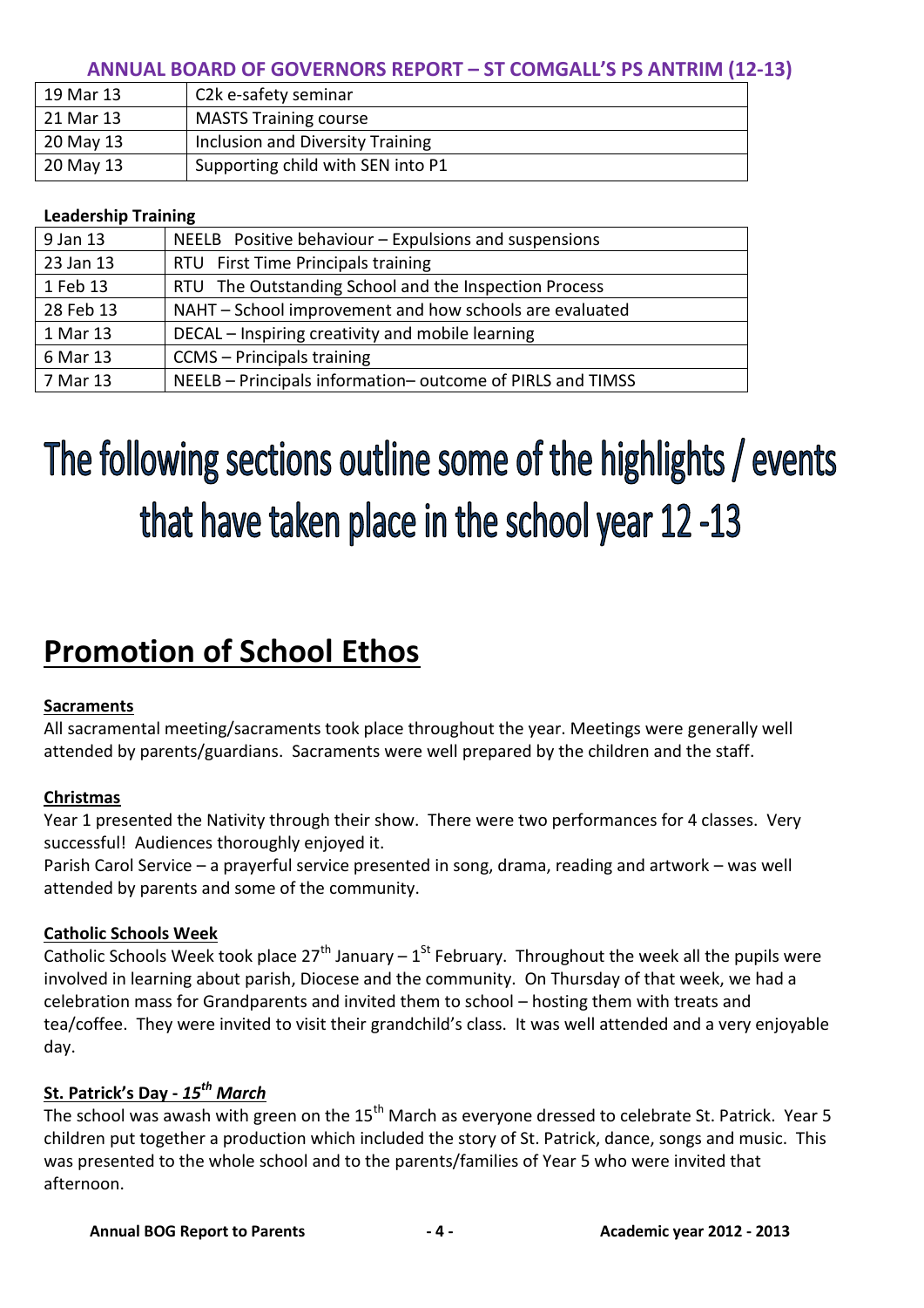| 19 Mar 13 | C2k e-safety seminar |
| --- | --- |
| 21 Mar 13 | MASTS Training course |
| 20 May 13 | Inclusion and Diversity Training |
| 20 May 13 | Supporting child with SEN into P1 |

**Leadership Training**

| 9 Jan 13 | NEELB Positive behaviour – Expulsions and suspensions |
| --- | --- |
| 23 Jan 13 | RTU First Time Principals training |
| 1 Feb 13 | RTU The Outstanding School and the Inspection Process |
| 28 Feb 13 | NAHT – School improvement and how schools are evaluated |
| 1 Mar 13 | DECAL – Inspiring creativity and mobile learning |
| 6 Mar 13 | CCMS – Principals training |
| 7 Mar 13 | NEELB – Principals information– outcome of PIRLS and TIMSS |

# The following sections outline some of the highlights / events that have taken place in the school year 12 -13

## Promotion of School Ethos

**Sacraments**

All sacramental meeting/sacraments took place throughout the year. Meetings were generally well attended by parents/guardians. Sacraments were well prepared by the children and the staff.

**Christmas**

Year 1 presented the Nativity through their show. There were two performances for 4 classes. Very successful! Audiences thoroughly enjoyed it.

Parish Carol Service – a prayerful service presented in song, drama, reading and artwork – was well attended by parents and some of the community.

**Catholic Schools Week**

Catholic Schools Week took place 27th January – 1St February. Throughout the week all the pupils were involved in learning about parish, Diocese and the community. On Thursday of that week, we had a celebration mass for Grandparents and invited them to school – hosting them with treats and tea/coffee. They were invited to visit their grandchild's class. It was well attended and a very enjoyable day.

**St. Patrick's Day - *15th March***

The school was awash with green on the 15th March as everyone dressed to celebrate St. Patrick. Year 5 children put together a production which included the story of St. Patrick, dance, songs and music. This was presented to the whole school and to the parents/families of Year 5 who were invited that afternoon.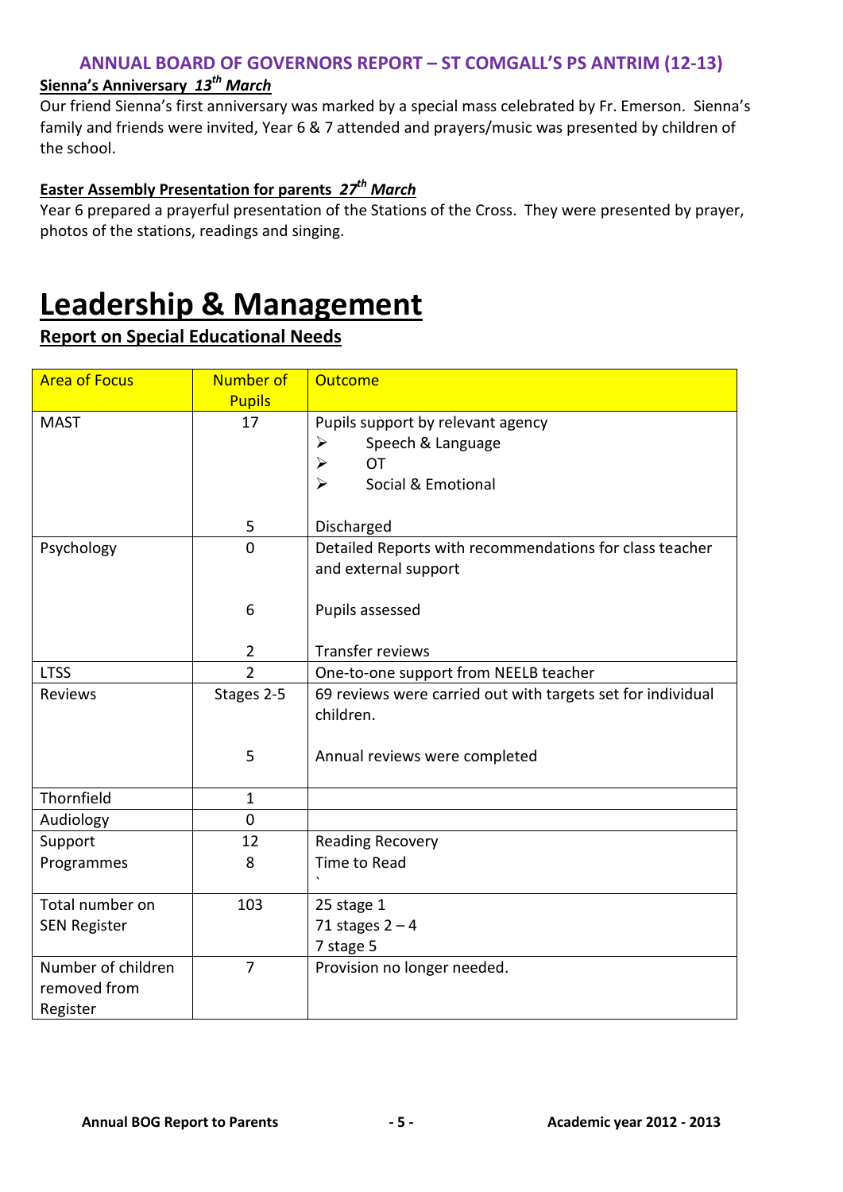**ANNUAL BOARD OF GOVERNORS REPORT – ST COMGALL'S PS ANTRIM (12-13)**

**Sienna's Anniversary** ***13th March***

Our friend Sienna's first anniversary was marked by a special mass celebrated by Fr. Emerson. Sienna's family and friends were invited, Year 6 & 7 attended and prayers/music was presented by children of the school.

**Easter Assembly Presentation for parents** ***27th March***

Year 6 prepared a prayerful presentation of the Stations of the Cross. They were presented by prayer, photos of the stations, readings and singing.

# Leadership & Management

## Report on Special Educational Needs

| Area of Focus | Number of Pupils | Outcome |
|---|---|---|
| MAST | 17 | Pupils support by relevant agency<br>➢ Speech & Language<br>➢ OT<br>➢ Social & Emotional |
| | 5 | Discharged |
| Psychology | 0 | Detailed Reports with recommendations for class teacher and external support |
| | 6 | Pupils assessed |
| | 2 | Transfer reviews |
| LTSS | 2 | One-to-one support from NEELB teacher |
| Reviews | Stages 2-5 | 69 reviews were carried out with targets set for individual children. |
| | 5 | Annual reviews were completed |
| Thornfield | 1 | |
| Audiology | 0 | |
| Support Programmes | 12 | Reading Recovery |
| | 8 | Time to Read |
| Total number on SEN Register | 103 | 25 stage 1<br>71 stages 2 – 4<br>7 stage 5 |
| Number of children removed from Register | 7 | Provision no longer needed. |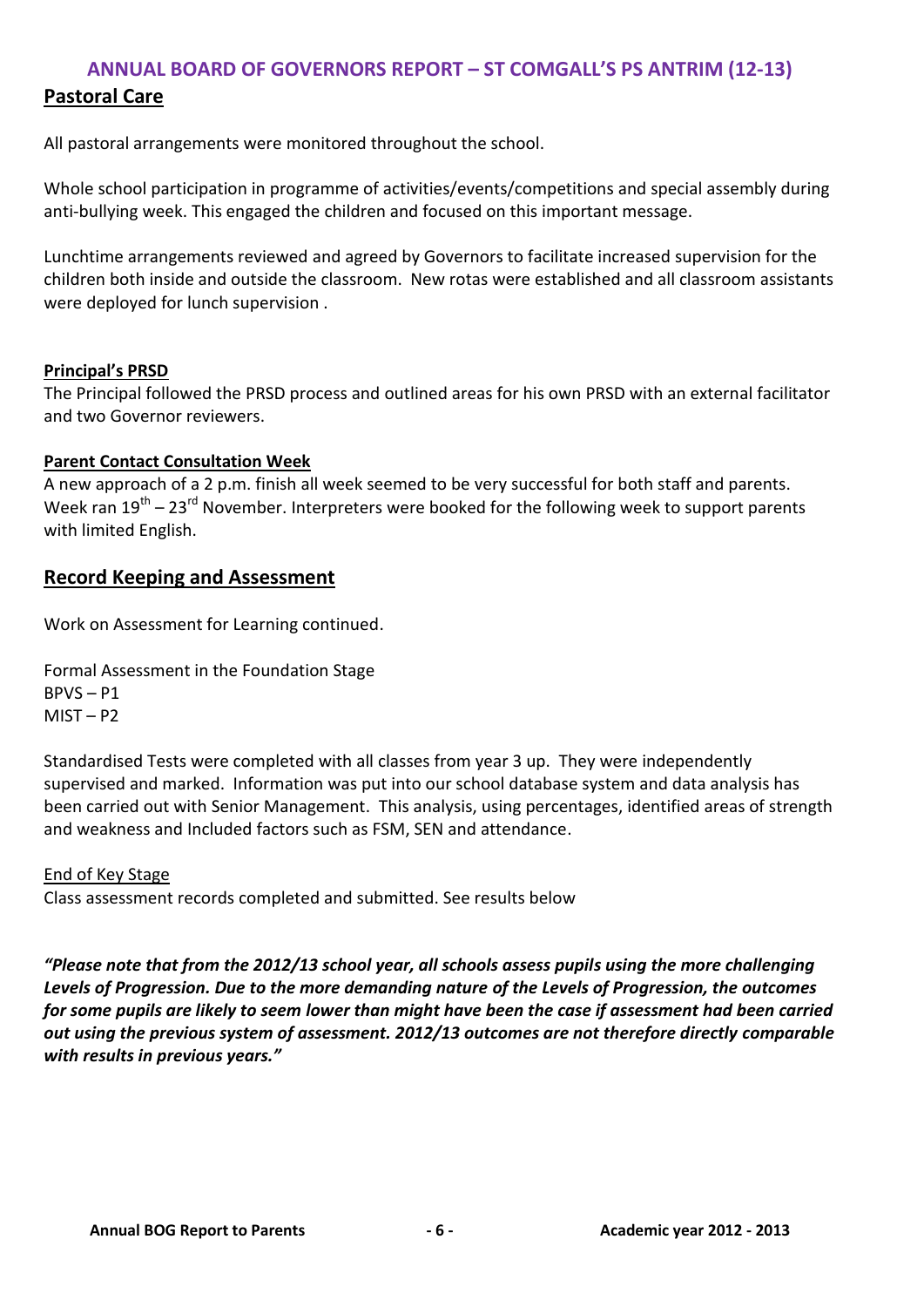## ANNUAL BOARD OF GOVERNORS REPORT – ST COMGALL'S PS ANTRIM (12-13)

## Pastoral Care

All pastoral arrangements were monitored throughout the school.

Whole school participation in programme of activities/events/competitions and special assembly during anti-bullying week. This engaged the children and focused on this important message.

Lunchtime arrangements reviewed and agreed by Governors to facilitate increased supervision for the children both inside and outside the classroom. New rotas were established and all classroom assistants were deployed for lunch supervision .

### Principal's PRSD

The Principal followed the PRSD process and outlined areas for his own PRSD with an external facilitator and two Governor reviewers.

### Parent Contact Consultation Week

A new approach of a 2 p.m. finish all week seemed to be very successful for both staff and parents. Week ran 19th – 23rd November. Interpreters were booked for the following week to support parents with limited English.

## Record Keeping and Assessment

Work on Assessment for Learning continued.

Formal Assessment in the Foundation Stage
BPVS – P1
MIST – P2

Standardised Tests were completed with all classes from year 3 up. They were independently supervised and marked. Information was put into our school database system and data analysis has been carried out with Senior Management. This analysis, using percentages, identified areas of strength and weakness and Included factors such as FSM, SEN and attendance.

End of Key Stage
Class assessment records completed and submitted. See results below

***"Please note that from the 2012/13 school year, all schools assess pupils using the more challenging Levels of Progression. Due to the more demanding nature of the Levels of Progression, the outcomes for some pupils are likely to seem lower than might have been the case if assessment had been carried out using the previous system of assessment. 2012/13 outcomes are not therefore directly comparable with results in previous years."***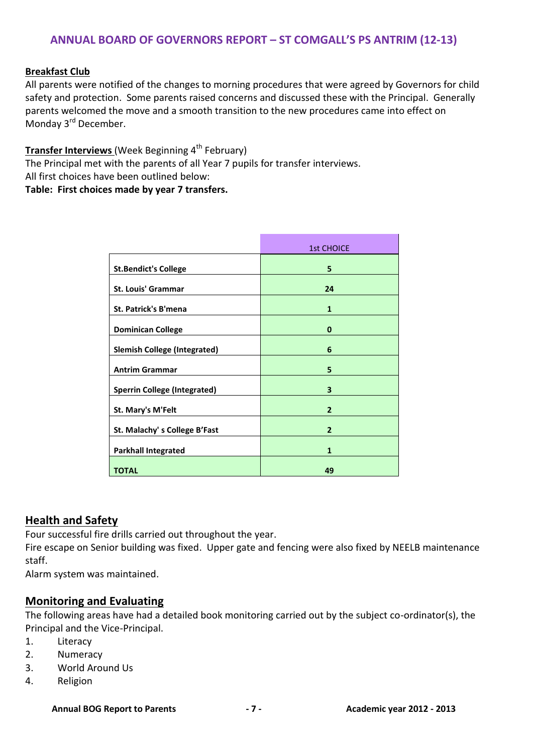## ANNUAL BOARD OF GOVERNORS REPORT – ST COMGALL'S PS ANTRIM (12-13)

**Breakfast Club**

All parents were notified of the changes to morning procedures that were agreed by Governors for child safety and protection. Some parents raised concerns and discussed these with the Principal. Generally parents welcomed the move and a smooth transition to the new procedures came into effect on Monday 3rd December.

**Transfer Interviews** (Week Beginning 4th February)

The Principal met with the parents of all Year 7 pupils for transfer interviews.
All first choices have been outlined below:

**Table: First choices made by year 7 transfers.**

| | 1st CHOICE |
|---|---|
| **St.Bendict's College** | **5** |
| **St. Louis' Grammar** | **24** |
| **St. Patrick's B'mena** | **1** |
| **Dominican College** | **0** |
| **Slemish College (Integrated)** | **6** |
| **Antrim Grammar** | **5** |
| **Sperrin College (Integrated)** | **3** |
| **St. Mary's M'Felt** | **2** |
| **St. Malachy' s College B'Fast** | **2** |
| **Parkhall Integrated** | **1** |
| **TOTAL** | **49** |

## Health and Safety

Four successful fire drills carried out throughout the year.
Fire escape on Senior building was fixed. Upper gate and fencing were also fixed by NEELB maintenance staff.
Alarm system was maintained.

## Monitoring and Evaluating

The following areas have had a detailed book monitoring carried out by the subject co-ordinator(s), the Principal and the Vice-Principal.

1. Literacy
2. Numeracy
3. World Around Us
4. Religion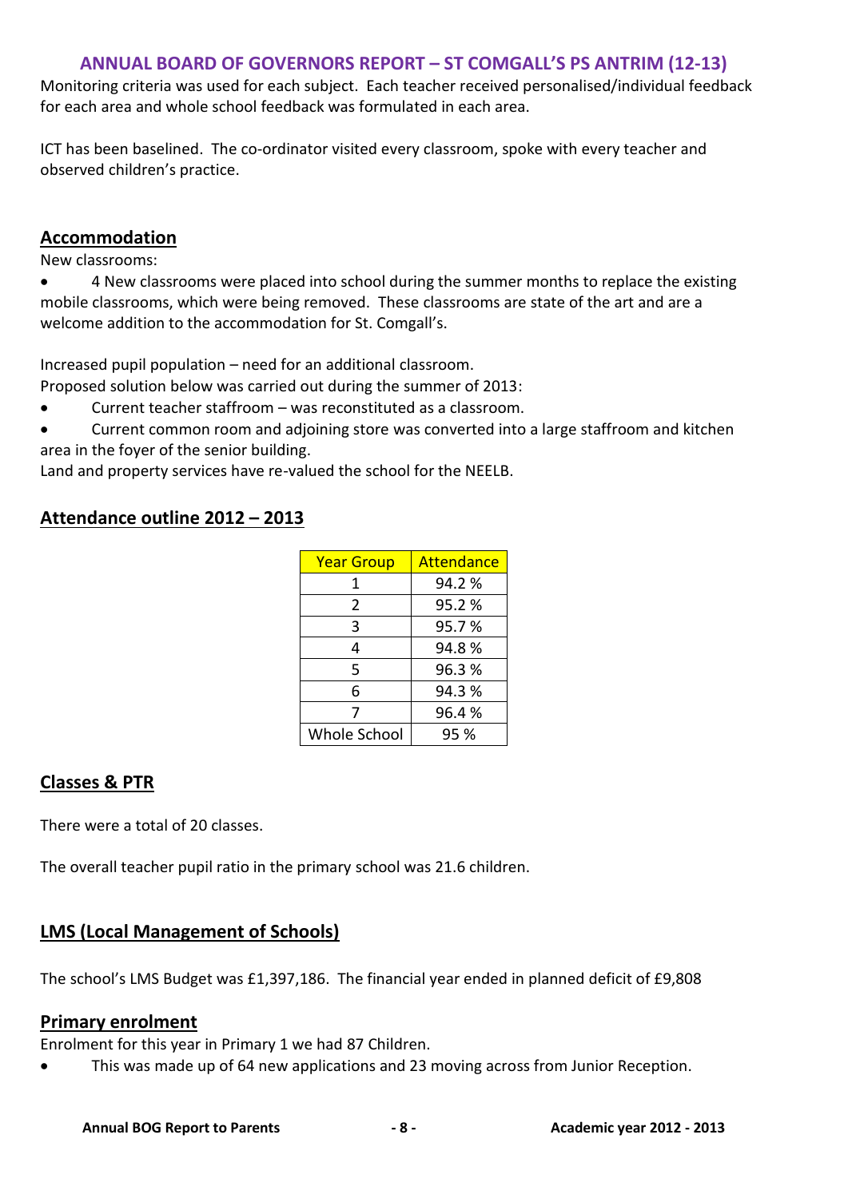Monitoring criteria was used for each subject. Each teacher received personalised/individual feedback for each area and whole school feedback was formulated in each area.

ICT has been baselined. The co-ordinator visited every classroom, spoke with every teacher and observed children's practice.

## Accommodation

New classrooms:

- 4 New classrooms were placed into school during the summer months to replace the existing mobile classrooms, which were being removed. These classrooms are state of the art and are a welcome addition to the accommodation for St. Comgall's.

Increased pupil population – need for an additional classroom.

Proposed solution below was carried out during the summer of 2013:

- Current teacher staffroom – was reconstituted as a classroom.
- Current common room and adjoining store was converted into a large staffroom and kitchen area in the foyer of the senior building.

Land and property services have re-valued the school for the NEELB.

## Attendance outline 2012 – 2013

| Year Group | Attendance |
|---|---|
| 1 | 94.2 % |
| 2 | 95.2 % |
| 3 | 95.7 % |
| 4 | 94.8 % |
| 5 | 96.3 % |
| 6 | 94.3 % |
| 7 | 96.4 % |
| Whole School | 95 % |

## Classes & PTR

There were a total of 20 classes.

The overall teacher pupil ratio in the primary school was 21.6 children.

## LMS (Local Management of Schools)

The school's LMS Budget was £1,397,186. The financial year ended in planned deficit of £9,808

## Primary enrolment

Enrolment for this year in Primary 1 we had 87 Children.

- This was made up of 64 new applications and 23 moving across from Junior Reception.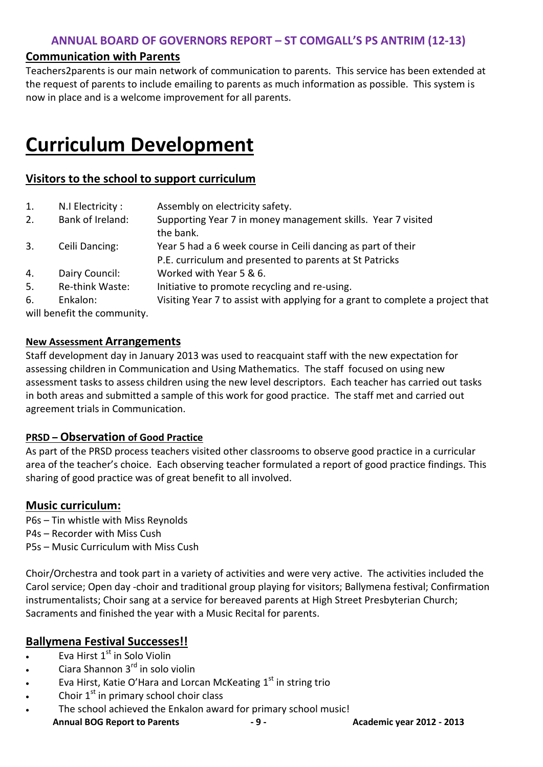## Communication with Parents

Teachers2parents is our main network of communication to parents. This service has been extended at the request of parents to include emailing to parents as much information as possible. This system is now in place and is a welcome improvement for all parents.

# Curriculum Development

## Visitors to the school to support curriculum

1. N.I Electricity : Assembly on electricity safety.
2. Bank of Ireland: Supporting Year 7 in money management skills. Year 7 visited the bank.
3. Ceili Dancing: Year 5 had a 6 week course in Ceili dancing as part of their P.E. curriculum and presented to parents at St Patricks
4. Dairy Council: Worked with Year 5 & 6.
5. Re-think Waste: Initiative to promote recycling and re-using.
6. Enkalon: Visiting Year 7 to assist with applying for a grant to complete a project that will benefit the community.

### New Assessment Arrangements

Staff development day in January 2013 was used to reacquaint staff with the new expectation for assessing children in Communication and Using Mathematics. The staff focused on using new assessment tasks to assess children using the new level descriptors. Each teacher has carried out tasks in both areas and submitted a sample of this work for good practice. The staff met and carried out agreement trials in Communication.

### PRSD – Observation of Good Practice

As part of the PRSD process teachers visited other classrooms to observe good practice in a curricular area of the teacher's choice. Each observing teacher formulated a report of good practice findings. This sharing of good practice was of great benefit to all involved.

## Music curriculum:

P6s – Tin whistle with Miss Reynolds
P4s – Recorder with Miss Cush
P5s – Music Curriculum with Miss Cush

Choir/Orchestra and took part in a variety of activities and were very active. The activities included the Carol service; Open day -choir and traditional group playing for visitors; Ballymena festival; Confirmation instrumentalists; Choir sang at a service for bereaved parents at High Street Presbyterian Church; Sacraments and finished the year with a Music Recital for parents.

## Ballymena Festival Successes!!

- Eva Hirst 1st in Solo Violin
- Ciara Shannon 3rd in solo violin
- Eva Hirst, Katie O'Hara and Lorcan McKeating 1st in string trio
- Choir 1st in primary school choir class
- The school achieved the Enkalon award for primary school music!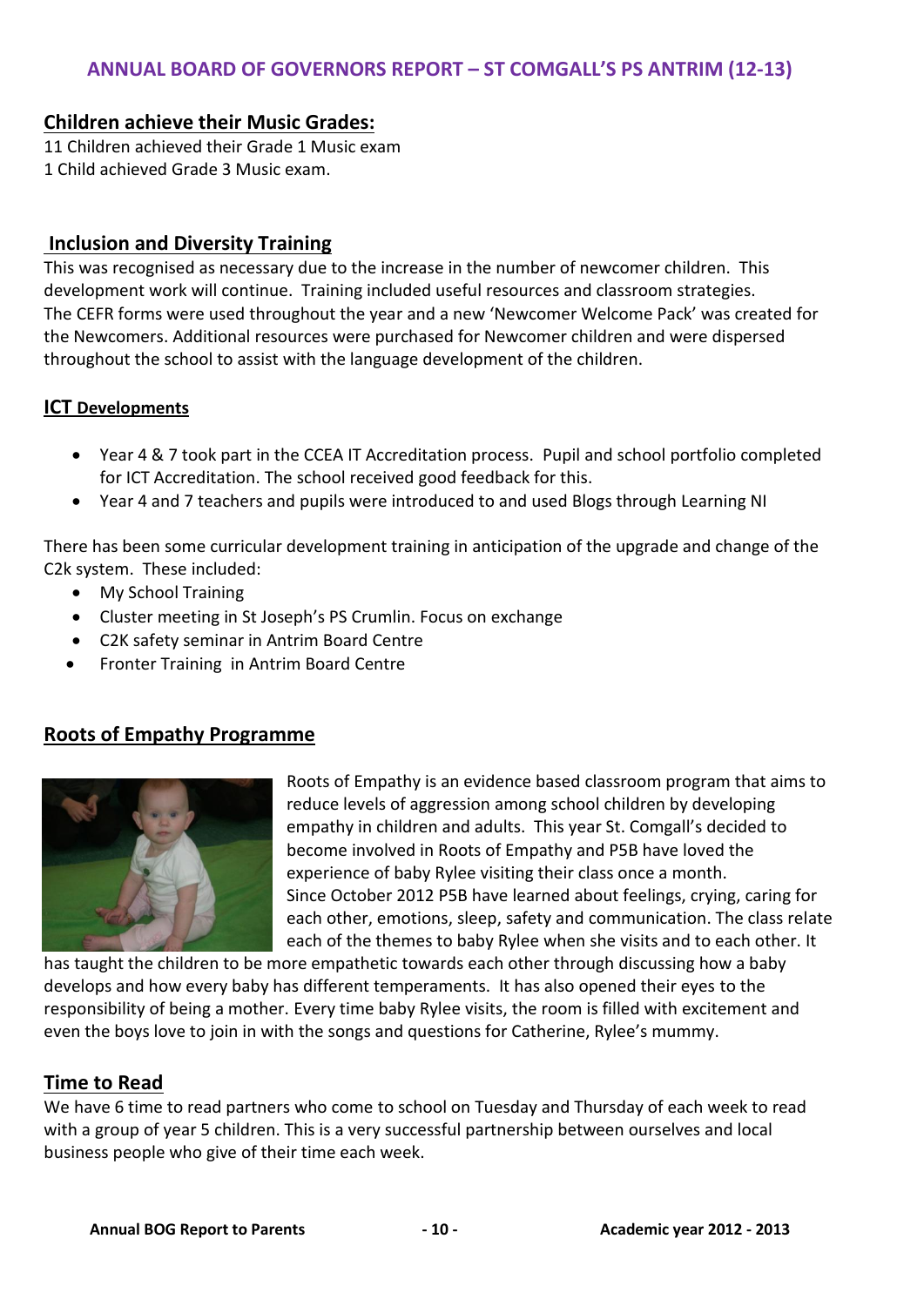## Children achieve their Music Grades:

11 Children achieved their Grade 1 Music exam
1 Child achieved Grade 3 Music exam.

## Inclusion and Diversity Training

This was recognised as necessary due to the increase in the number of newcomer children. This development work will continue. Training included useful resources and classroom strategies.
The CEFR forms were used throughout the year and a new 'Newcomer Welcome Pack' was created for the Newcomers. Additional resources were purchased for Newcomer children and were dispersed throughout the school to assist with the language development of the children.

## ICT Developments

- Year 4 & 7 took part in the CCEA IT Accreditation process. Pupil and school portfolio completed for ICT Accreditation. The school received good feedback for this.
- Year 4 and 7 teachers and pupils were introduced to and used Blogs through Learning NI

There has been some curricular development training in anticipation of the upgrade and change of the C2k system. These included:

- My School Training
- Cluster meeting in St Joseph's PS Crumlin. Focus on exchange
- C2K safety seminar in Antrim Board Centre
- Fronter Training in Antrim Board Centre

## Roots of Empathy Programme

Roots of Empathy is an evidence based classroom program that aims to reduce levels of aggression among school children by developing empathy in children and adults. This year St. Comgall's decided to become involved in Roots of Empathy and P5B have loved the experience of baby Rylee visiting their class once a month.
Since October 2012 P5B have learned about feelings, crying, caring for each other, emotions, sleep, safety and communication. The class relate each of the themes to baby Rylee when she visits and to each other. It has taught the children to be more empathetic towards each other through discussing how a baby develops and how every baby has different temperaments. It has also opened their eyes to the responsibility of being a mother. Every time baby Rylee visits, the room is filled with excitement and even the boys love to join in with the songs and questions for Catherine, Rylee's mummy.

## Time to Read

We have 6 time to read partners who come to school on Tuesday and Thursday of each week to read with a group of year 5 children. This is a very successful partnership between ourselves and local business people who give of their time each week.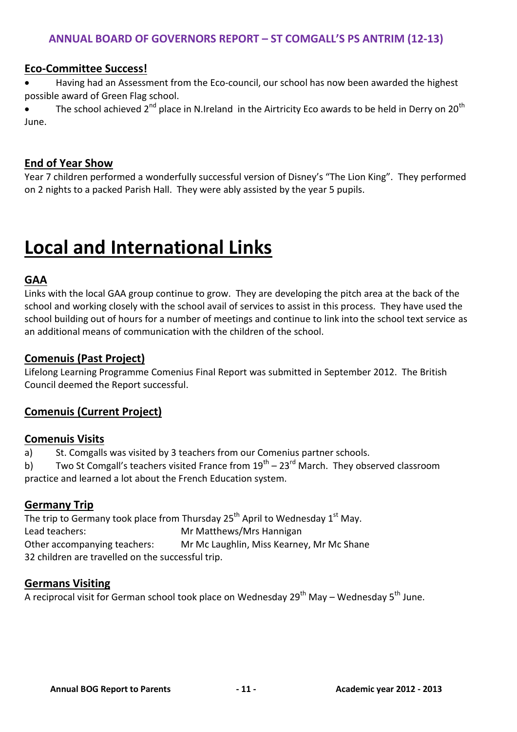## Eco-Committee Success!

- Having had an Assessment from the Eco-council, our school has now been awarded the highest possible award of Green Flag school.
- The school achieved 2nd place in N.Ireland in the Airtricity Eco awards to be held in Derry on 20th June.

## End of Year Show

Year 7 children performed a wonderfully successful version of Disney's "The Lion King". They performed on 2 nights to a packed Parish Hall. They were ably assisted by the year 5 pupils.

# Local and International Links

## GAA

Links with the local GAA group continue to grow. They are developing the pitch area at the back of the school and working closely with the school avail of services to assist in this process. They have used the school building out of hours for a number of meetings and continue to link into the school text service as an additional means of communication with the children of the school.

## Comenuis (Past Project)

Lifelong Learning Programme Comenius Final Report was submitted in September 2012. The British Council deemed the Report successful.

## Comenuis (Current Project)

## Comenuis Visits

a) St. Comgalls was visited by 3 teachers from our Comenius partner schools.

b) Two St Comgall's teachers visited France from 19th – 23rd March. They observed classroom practice and learned a lot about the French Education system.

## Germany Trip

The trip to Germany took place from Thursday 25th April to Wednesday 1st May.

Lead teachers: Mr Matthews/Mrs Hannigan

Other accompanying teachers: Mr Mc Laughlin, Miss Kearney, Mr Mc Shane

32 children are travelled on the successful trip.

## Germans Visiting

A reciprocal visit for German school took place on Wednesday 29th May – Wednesday 5th June.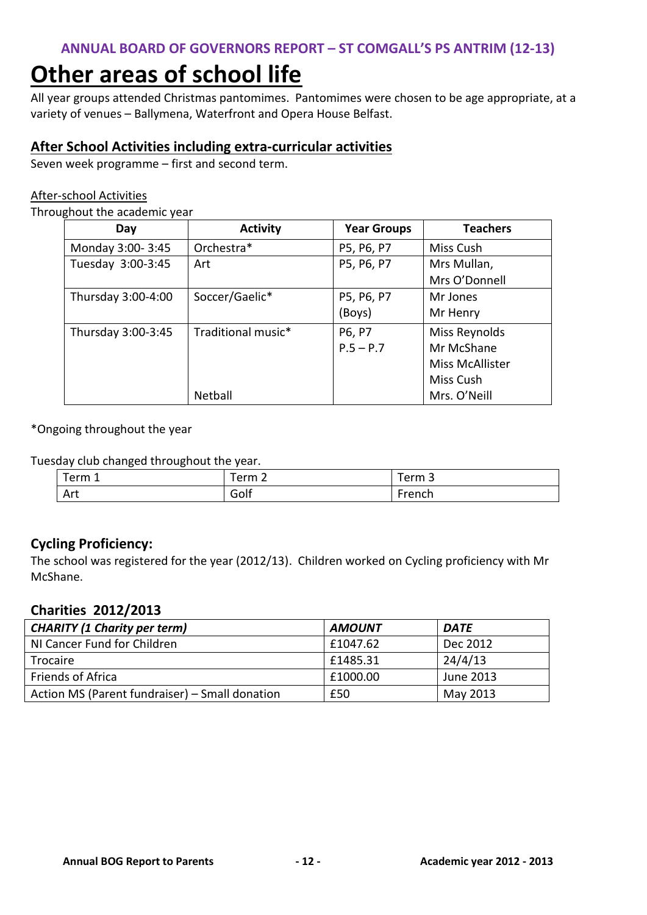# Other areas of school life

All year groups attended Christmas pantomimes. Pantomimes were chosen to be age appropriate, at a variety of venues – Ballymena, Waterfront and Opera House Belfast.

## After School Activities including extra-curricular activities

Seven week programme – first and second term.

After-school Activities

Throughout the academic year

| Day | Activity | Year Groups | Teachers |
|---|---|---|---|
| Monday 3:00- 3:45 | Orchestra* | P5, P6, P7 | Miss Cush |
| Tuesday 3:00-3:45 | Art | P5, P6, P7 | Mrs Mullan, Mrs O'Donnell |
| Thursday 3:00-4:00 | Soccer/Gaelic* | P5, P6, P7 (Boys) | Mr Jones Mr Henry |
| Thursday 3:00-3:45 | Traditional music* Netball | P6, P7 P.5 – P.7 | Miss Reynolds Mr McShane Miss McAllister Miss Cush Mrs. O'Neill |

*Ongoing throughout the year

Tuesday club changed throughout the year.

| Term 1 | Term 2 | Term 3 |
|---|---|---|
| Art | Golf | French |

### Cycling Proficiency:

The school was registered for the year (2012/13). Children worked on Cycling proficiency with Mr McShane.

### Charities 2012/2013

| *CHARITY (1 Charity per term)* | *AMOUNT* | *DATE* |
|---|---|---|
| NI Cancer Fund for Children | £1047.62 | Dec 2012 |
| Trocaire | £1485.31 | 24/4/13 |
| Friends of Africa | £1000.00 | June 2013 |
| Action MS (Parent fundraiser) – Small donation | £50 | May 2013 |